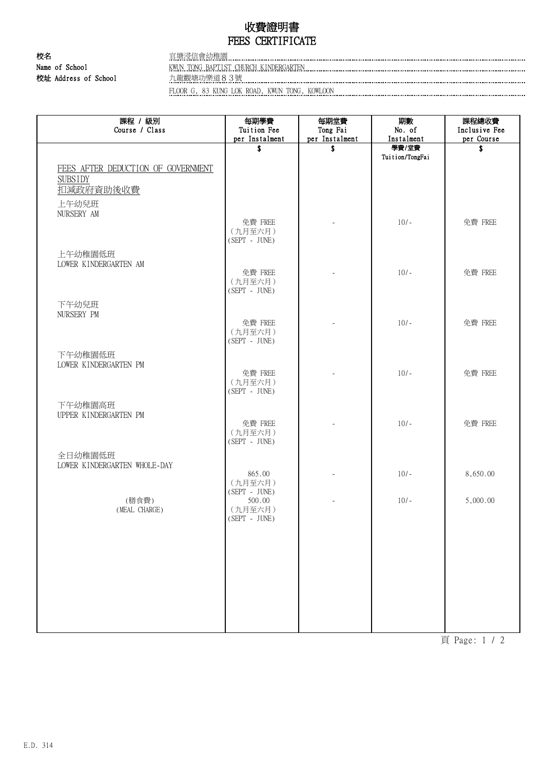# 收費證明書
# FEES CERTIFICATE

校名
Name of School: 官塘浸信會幼稚園
KWUN TONG BAPTIST CHURCH KINDERGARTEN

校址 Address of School: 九龍觀塘功樂道８３號
FLOOR G, 83 KUNG LOK ROAD, KWUN TONG, KOWLOON

| 課程 / 級別<br>Course / Class | 每期學費<br>Tuition Fee<br>per Instalment<br>$ | 每期堂費<br>Tong Fai<br>per Instalment<br>$ | 期數<br>No. of<br>Instalment<br>學費/堂費<br>Tuition/TongFai | 課程總收費<br>Inclusive Fee<br>per Course<br>$ |
|---|---|---|---|---|
| FEES AFTER DEDUCTION OF GOVERNMENT SUBSIDY<br>扣減政府資助後收費 | | | | |
| 上午幼兒班<br>NURSERY AM | 免費 FREE<br>（九月至六月）<br>(SEPT - JUNE) | - | 10/- | 免費 FREE |
| 上午幼稚園低班<br>LOWER KINDERGARTEN AM | 免費 FREE<br>（九月至六月）<br>(SEPT - JUNE) | - | 10/- | 免費 FREE |
| 下午幼兒班<br>NURSERY PM | 免費 FREE<br>（九月至六月）<br>(SEPT - JUNE) | - | 10/- | 免費 FREE |
| 下午幼稚園低班<br>LOWER KINDERGARTEN PM | 免費 FREE<br>（九月至六月）<br>(SEPT - JUNE) | - | 10/- | 免費 FREE |
| 下午幼稚園高班<br>UPPER KINDERGARTEN PM | 免費 FREE<br>（九月至六月）<br>(SEPT - JUNE) | - | 10/- | 免費 FREE |
| 全日幼稚園低班<br>LOWER KINDERGARTEN WHOLE-DAY | 865.00<br>（九月至六月）<br>(SEPT - JUNE) | - | 10/- | 8,650.00 |
| (膳食費)<br>(MEAL CHARGE) | 500.00<br>（九月至六月）<br>(SEPT - JUNE) | - | 10/- | 5,000.00 |

E.D. 314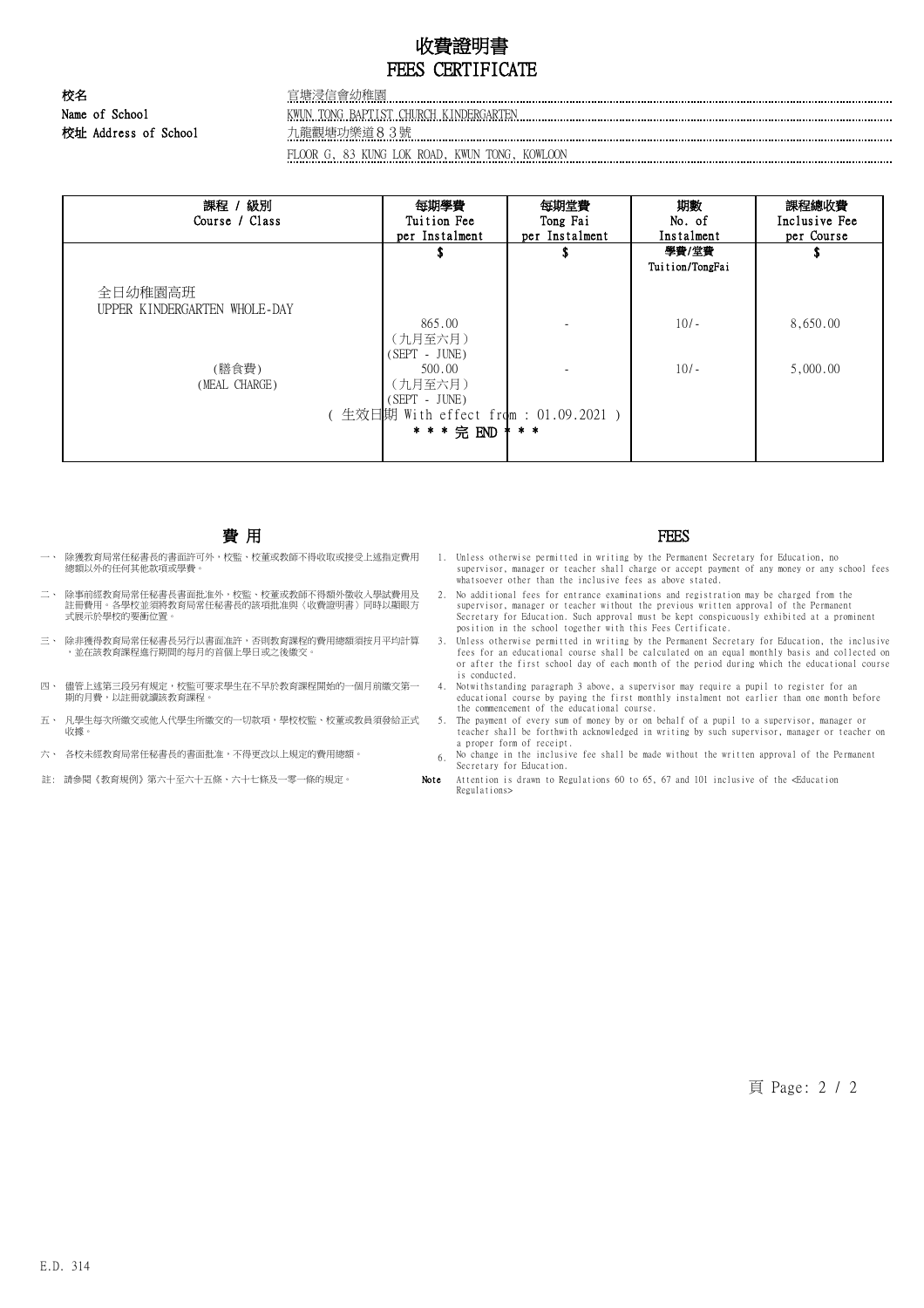# 收費證明書
# FEES CERTIFICATE

**校名** 官塘浸信會幼稚園
**Name of School** KWUN TONG BAPTIST CHURCH KINDERGARTEN
**校址 Address of School** 九龍觀塘功樂道８３號
FLOOR G, 83 KUNG LOK ROAD, KWUN TONG, KOWLOON

| 課程 / 級別<br>Course / Class | 每期學費<br>Tuition Fee<br>per Instalment | 每期堂費<br>Tong Fai<br>per Instalment | 期數<br>No. of<br>Instalment | 課程總收費<br>Inclusive Fee<br>per Course |
|---|---|---|---|---|
| | $ | $ | 學費/堂費<br>Tuition/TongFai | $ |
| 全日幼稚園高班<br>UPPER KINDERGARTEN WHOLE-DAY | 865.00<br>（九月至六月）<br>(SEPT - JUNE) | - | 10/- | 8,650.00 |
| (膳食費)<br>(MEAL CHARGE) | 500.00<br>（九月至六月）<br>(SEPT - JUNE) | - | 10/- | 5,000.00 |
| | ( 生效日期 With effect from : 01.09.2021 ) | | | |
| | * * * 完 END * * * | | | |

## 費 用

一、 除獲教育局常任秘書長的書面許可外，校監、校董或教師不得收取或接受上述指定費用總額以外的任何其他款項或學費。

二、 除事前經教育局常任秘書長書面批准外，校監、校董或教師不得額外徵收入學試費用及註冊費用。各學校並須將教育局常任秘書長的該項批准與〈收費證明書〉同時以顯眼方式展示於學校的要衝位置。

三、 除非獲得教育局常任秘書長另行以書面准許，否則教育課程的費用總額須按月平均計算，並在該教育課程進行期間的每月的首個上學日或之後繳交。

四、 儘管上述第三段另有規定，校監可要求學生在不早於教育課程開始的一個月前繳交第一期的月費，以註冊就讀該教育課程。

五、 凡學生每次所繳交或他人代學生所繳交的一切款項，學校校監、校董或教員須發給正式收據。

六、 各校未經教育局常任秘書長的書面批准，不得更改以上規定的費用總額。

註: 請參閱《教育規例》第六十至六十五條、六十七條及一零一條的規定。

## FEES

1. Unless otherwise permitted in writing by the Permanent Secretary for Education, no supervisor, manager or teacher shall charge or accept payment of any money or any school fees whatsoever other than the inclusive fees as above stated.
2. No additional fees for entrance examinations and registration may be charged from the supervisor, manager or teacher without the previous written approval of the Permanent Secretary for Education. Such approval must be kept conspicuously exhibited at a prominent position in the school together with this Fees Certificate.
3. Unless otherwise permitted in writing by the Permanent Secretary for Education, the inclusive fees for an educational course shall be calculated on an equal monthly basis and collected on or after the first school day of each month of the period during which the educational course is conducted.
4. Notwithstanding paragraph 3 above, a supervisor may require a pupil to register for an educational course by paying the first monthly instalment not earlier than one month before the commencement of the educational course.
5. The payment of every sum of money by or on behalf of a pupil to a supervisor, manager or teacher shall be forthwith acknowledged in writing by such supervisor, manager or teacher on a proper form of receipt.
6. No change in the inclusive fee shall be made without the written approval of the Permanent Secretary for Education.

**Note** Attention is drawn to Regulations 60 to 65, 67 and 101 inclusive of the <Education Regulations>

E.D. 314